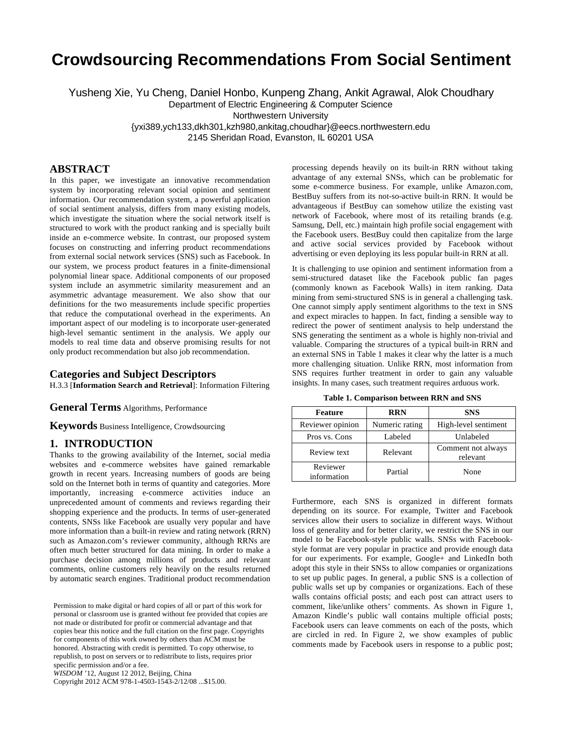# Crowdsourcing Recommendations From Social Sentiment

Yusheng Xie, Yu Cheng, Daniel Honbo, Kunpeng Zhang, Ankit Agrawal, Alok Choudhary
Department of Electric Engineering & Computer Science
Northwestern University
{yxi389,ych133,dkh301,kzh980,ankitag,choudhar}@eecs.northwestern.edu
2145 Sheridan Road, Evanston, IL 60201 USA

## ABSTRACT

In this paper, we investigate an innovative recommendation system by incorporating relevant social opinion and sentiment information. Our recommendation system, a powerful application of social sentiment analysis, differs from many existing models, which investigate the situation where the social network itself is structured to work with the product ranking and is specially built inside an e-commerce website. In contrast, our proposed system focuses on constructing and inferring product recommendations from external social network services (SNS) such as Facebook. In our system, we process product features in a finite-dimensional polynomial linear space. Additional components of our proposed system include an asymmetric similarity measurement and an asymmetric advantage measurement. We also show that our definitions for the two measurements include specific properties that reduce the computational overhead in the experiments. An important aspect of our modeling is to incorporate user-generated high-level semantic sentiment in the analysis. We apply our models to real time data and observe promising results for not only product recommendation but also job recommendation.

## Categories and Subject Descriptors

H.3.3 [**Information Search and Retrieval**]: Information Filtering

## General Terms

Algorithms, Performance

## Keywords

Business Intelligence, Crowdsourcing

## 1. INTRODUCTION

Thanks to the growing availability of the Internet, social media websites and e-commerce websites have gained remarkable growth in recent years. Increasing numbers of goods are being sold on the Internet both in terms of quantity and categories. More importantly, increasing e-commerce activities induce an unprecedented amount of comments and reviews regarding their shopping experience and the products. In terms of user-generated contents, SNSs like Facebook are usually very popular and have more information than a built-in review and rating network (RRN) such as Amazon.com's reviewer community, although RRNs are often much better structured for data mining. In order to make a purchase decision among millions of products and relevant comments, online customers rely heavily on the results returned by automatic search engines. Traditional product recommendation processing depends heavily on its built-in RRN without taking advantage of any external SNSs, which can be problematic for some e-commerce business. For example, unlike Amazon.com, BestBuy suffers from its not-so-active built-in RRN. It would be advantageous if BestBuy can somehow utilize the existing vast network of Facebook, where most of its retailing brands (e.g. Samsung, Dell, etc.) maintain high profile social engagement with the Facebook users. BestBuy could then capitalize from the large and active social services provided by Facebook without advertising or even deploying its less popular built-in RRN at all.

It is challenging to use opinion and sentiment information from a semi-structured dataset like the Facebook public fan pages (commonly known as Facebook Walls) in item ranking. Data mining from semi-structured SNS is in general a challenging task. One cannot simply apply sentiment algorithms to the text in SNS and expect miracles to happen. In fact, finding a sensible way to redirect the power of sentiment analysis to help understand the SNS generating the sentiment as a whole is highly non-trivial and valuable. Comparing the structures of a typical built-in RRN and an external SNS in Table 1 makes it clear why the latter is a much more challenging situation. Unlike RRN, most information from SNS requires further treatment in order to gain any valuable insights. In many cases, such treatment requires arduous work.

**Table 1. Comparison between RRN and SNS**

| Feature | RRN | SNS |
|---|---|---|
| Reviewer opinion | Numeric rating | High-level sentiment |
| Pros vs. Cons | Labeled | Unlabeled |
| Review text | Relevant | Comment not always relevant |
| Reviewer information | Partial | None |

Furthermore, each SNS is organized in different formats depending on its source. For example, Twitter and Facebook services allow their users to socialize in different ways. Without loss of generality and for better clarity, we restrict the SNS in our model to be Facebook-style public walls. SNSs with Facebook-style format are very popular in practice and provide enough data for our experiments. For example, Google+ and LinkedIn both adopt this style in their SNSs to allow companies or organizations to set up public pages. In general, a public SNS is a collection of public walls set up by companies or organizations. Each of these walls contains official posts; and each post can attract users to comment, like/unlike others' comments. As shown in Figure 1, Amazon Kindle's public wall contains multiple official posts; Facebook users can leave comments on each of the posts, which are circled in red. In Figure 2, we show examples of public comments made by Facebook users in response to a public post;

Permission to make digital or hard copies of all or part of this work for personal or classroom use is granted without fee provided that copies are not made or distributed for profit or commercial advantage and that copies bear this notice and the full citation on the first page. Copyrights for components of this work owned by others than ACM must be honored. Abstracting with credit is permitted. To copy otherwise, to republish, to post on servers or to redistribute to lists, requires prior specific permission and/or a fee.
*WISDOM* '12, August 12 2012, Beijing, China
Copyright 2012 ACM 978-1-4503-1543-2/12/08 ...$15.00.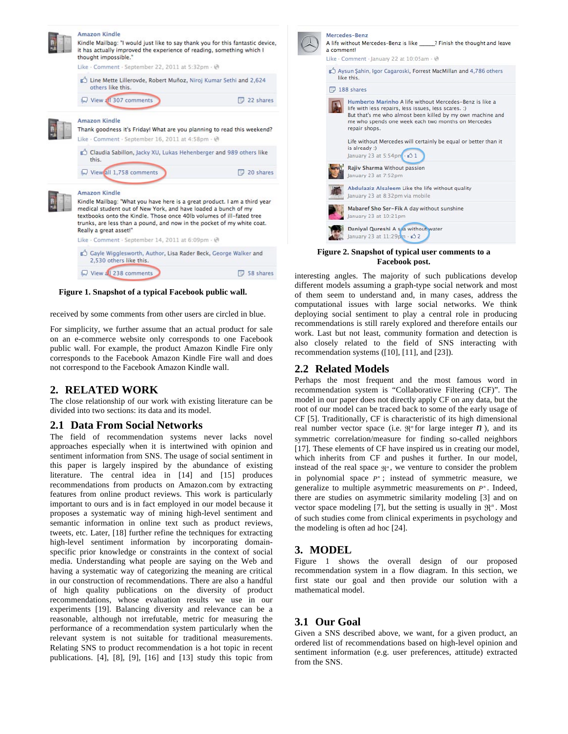Figure 1. Snapshot of a typical Facebook public wall.

Figure 2. Snapshot of typical user comments to a Facebook post.

received by some comments from other users are circled in blue.

For simplicity, we further assume that an actual product for sale on an e-commerce website only corresponds to one Facebook public wall. For example, the product Amazon Kindle Fire only corresponds to the Facebook Amazon Kindle Fire wall and does not correspond to the Facebook Amazon Kindle wall.

## 2. RELATED WORK

The close relationship of our work with existing literature can be divided into two sections: its data and its model.

### 2.1 Data From Social Networks

The field of recommendation systems never lacks novel approaches especially when it is intertwined with opinion and sentiment information from SNS. The usage of social sentiment in this paper is largely inspired by the abundance of existing literature. The central idea in [14] and [15] produces recommendations from products on Amazon.com by extracting features from online product reviews. This work is particularly important to ours and is in fact employed in our model because it proposes a systematic way of mining high-level sentiment and semantic information in online text such as product reviews, tweets, etc. Later, [18] further refine the techniques for extracting high-level sentiment information by incorporating domain-specific prior knowledge or constraints in the context of social media. Understanding what people are saying on the Web and having a systematic way of categorizing the meaning are critical in our construction of recommendations. There are also a handful of high quality publications on the diversity of product recommendations, whose evaluation results we use in our experiments [19]. Balancing diversity and relevance can be a reasonable, although not irrefutable, metric for measuring the performance of a recommendation system particularly when the relevant system is not suitable for traditional measurements. Relating SNS to product recommendation is a hot topic in recent publications. [4], [8], [9], [16] and [13] study this topic from interesting angles. The majority of such publications develop different models assuming a graph-type social network and most of them seem to understand and, in many cases, address the computational issues with large social networks. We think deploying social sentiment to play a central role in producing recommendations is still rarely explored and therefore entails our work. Last but not least, community formation and detection is also closely related to the field of SNS interacting with recommendation systems ([10], [11], and [23]).

### 2.2 Related Models

Perhaps the most frequent and the most famous word in recommendation system is "Collaborative Filtering (CF)". The model in our paper does not directly apply CF on any data, but the root of our model can be traced back to some of the early usage of CF [5]. Traditionally, CF is characteristic of its high dimensional real number vector space (i.e. $\mathfrak{R}^n$ for large integer $n$), and its symmetric correlation/measure for finding so-called neighbors [17]. These elements of CF have inspired us in creating our model, which inherits from CF and pushes it further. In our model, instead of the real space $\mathfrak{R}^n$, we venture to consider the problem in polynomial space $P^n$; instead of symmetric measure, we generalize to multiple asymmetric measurements on $P^n$. Indeed, there are studies on asymmetric similarity modeling [3] and on vector space modeling [7], but the setting is usually in $\mathfrak{R}^n$. Most of such studies come from clinical experiments in psychology and the modeling is often ad hoc [24].

## 3. MODEL

Figure 1 shows the overall design of our proposed recommendation system in a flow diagram. In this section, we first state our goal and then provide our solution with a mathematical model.

### 3.1 Our Goal

Given a SNS described above, we want, for a given product, an ordered list of recommendations based on high-level opinion and sentiment information (e.g. user preferences, attitude) extracted from the SNS.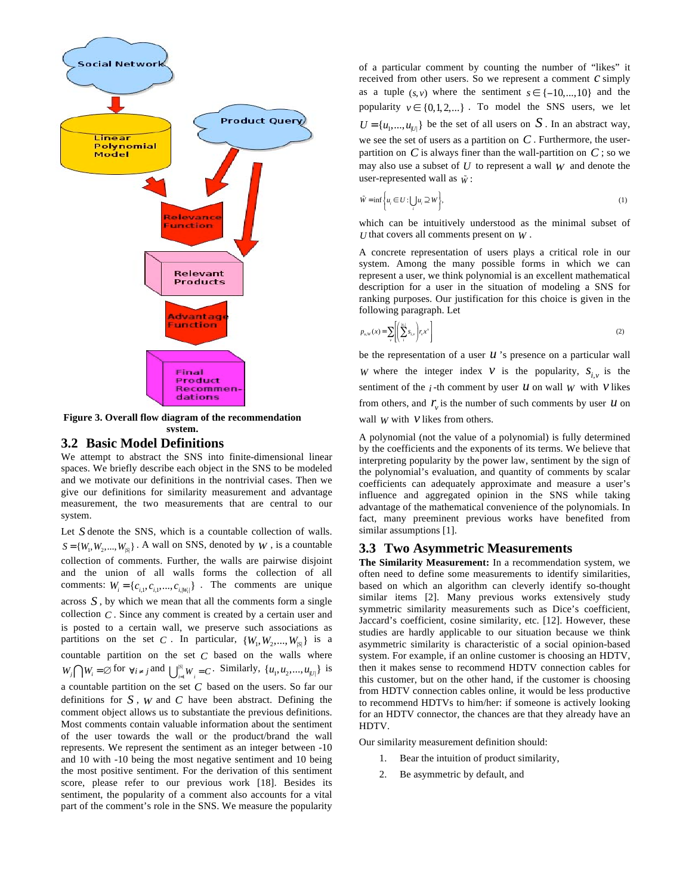Figure 3. Overall flow diagram of the recommendation system.

## 3.2 Basic Model Definitions

We attempt to abstract the SNS into finite-dimensional linear spaces. We briefly describe each object in the SNS to be modeled and we motivate our definitions in the nontrivial cases. Then we give our definitions for similarity measurement and advantage measurement, the two measurements that are central to our system.

Let $S$ denote the SNS, which is a countable collection of walls. $S = \{W_1, W_2, ..., W_{|S|}\}$. A wall on SNS, denoted by $W$, is a countable collection of comments. Further, the walls are pairwise disjoint and the union of all walls forms the collection of all comments: $W_i = \{c_{i,1}, c_{i,1}, ..., c_{i,|W_i|}\}$. The comments are unique across $S$, by which we mean that all the comments form a single collection $C$. Since any comment is created by a certain user and is posted to a certain wall, we preserve such associations as partitions on the set $C$. In particular, $\{W_1, W_2, ..., W_{|S|}\}$ is a countable partition on the set $C$ based on the walls where $W_j \bigcap W_i = \varnothing$ for $\forall i \neq j$ and $\bigcup_{i=1}^{|S|} W_i = C$. Similarly, $\{u_1, u_2, ..., u_{|U|}\}$ is a countable partition on the set $C$ based on the users. So far our definitions for $S$, $W$ and $C$ have been abstract. Defining the comment object allows us to substantiate the previous definitions. Most comments contain valuable information about the sentiment of the user towards the wall or the product/brand the wall represents. We represent the sentiment as an integer between -10 and 10 with -10 being the most negative sentiment and 10 being the most positive sentiment. For the derivation of this sentiment score, please refer to our previous work [18]. Besides its sentiment, the popularity of a comment also accounts for a vital part of the comment's role in the SNS. We measure the popularity of a particular comment by counting the number of "likes" it received from other users. So we represent a comment $c$ simply as a tuple $(s, v)$ where the sentiment $s \in \{-10, ..., 10\}$ and the popularity $v \in \{0, 1, 2, ...\}$. To model the SNS users, we let $U = \{u_1, ..., u_{|U|}\}$ be the set of all users on $S$. In an abstract way, we see the set of users as a partition on $C$. Furthermore, the user-partition on $C$ is always finer than the wall-partition on $C$; so we may also use a subset of $U$ to represent a wall $W$ and denote the user-represented wall as $\tilde{W}$:

$$\tilde{W} = \inf\left\{u_i \in U : \bigcup_i u_i \supseteq W\right\}, \tag{1}$$

which can be intuitively understood as the minimal subset of $U$ that covers all comments present on $W$.

A concrete representation of users plays a critical role in our system. Among the many possible forms in which we can represent a user, we think polynomial is an excellent mathematical description for a user in the situation of modeling a SNS for ranking purposes. Our justification for this choice is given in the following paragraph. Let

$$p_{u,W}(x) = \sum_v \left[ \left( \sum_i^{|r_v|} s_{i,v} \right) r_v x^v \right] \tag{2}$$

be the representation of a user $u$'s presence on a particular wall $W$ where the integer index $v$ is the popularity, $s_{i,v}$ is the sentiment of the $i$-th comment by user $u$ on wall $W$ with $v$ likes from others, and $r_v$ is the number of such comments by user $u$ on wall $W$ with $v$ likes from others.

A polynomial (not the value of a polynomial) is fully determined by the coefficients and the exponents of its terms. We believe that interpreting popularity by the power law, sentiment by the sign of the polynomial's evaluation, and quantity of comments by scalar coefficients can adequately approximate and measure a user's influence and aggregated opinion in the SNS while taking advantage of the mathematical convenience of the polynomials. In fact, many preeminent previous works have benefited from similar assumptions [1].

## 3.3 Two Asymmetric Measurements

**The Similarity Measurement:** In a recommendation system, we often need to define some measurements to identify similarities, based on which an algorithm can cleverly identify so-thought similar items [2]. Many previous works extensively study symmetric similarity measurements such as Dice's coefficient, Jaccard's coefficient, cosine similarity, etc. [12]. However, these studies are hardly applicable to our situation because we think asymmetric similarity is characteristic of a social opinion-based system. For example, if an online customer is choosing an HDTV, then it makes sense to recommend HDTV connection cables for this customer, but on the other hand, if the customer is choosing from HDTV connection cables online, it would be less productive to recommend HDTVs to him/her: if someone is actively looking for an HDTV connector, the chances are that they already have an HDTV.

Our similarity measurement definition should:

1. Bear the intuition of product similarity,
2. Be asymmetric by default, and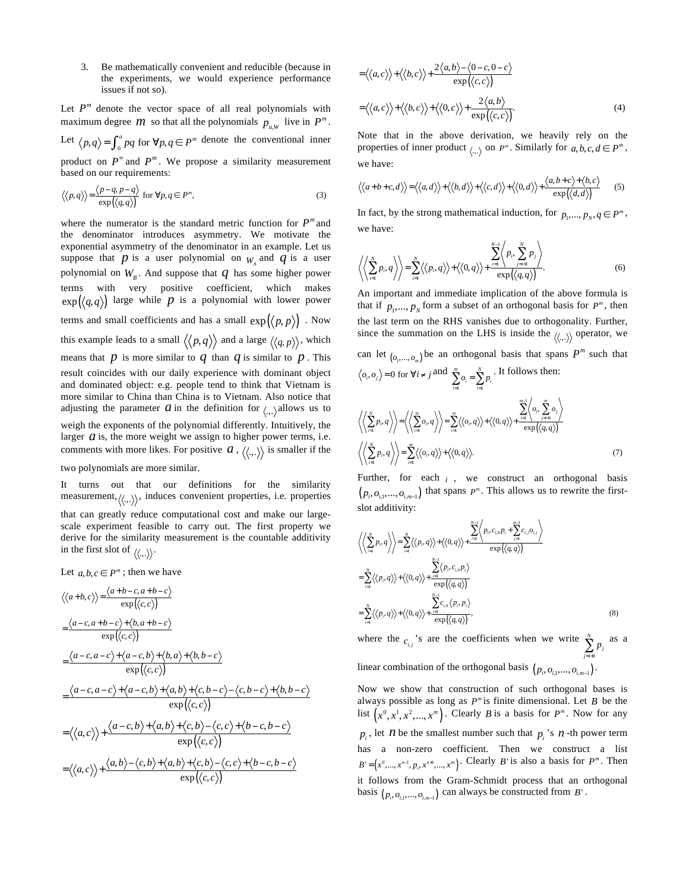3. Be mathematically convenient and reducible (because in the experiments, we would experience performance issues if not so).

Let $P^m$ denote the vector space of all real polynomials with maximum degree $m$ so that all the polynomials $p_{u,W}$ live in $P^m$. Let $\langle p,q\rangle = \int_0^a pq$ for $\forall p,q \in P^m$ denote the conventional inner product on $P^\infty$ and $P^m$. We propose a similarity measurement based on our requirements:

$$\langle\langle p,q\rangle\rangle = \frac{\langle p-q, p-q\rangle}{\exp(\langle q,q\rangle)} \text{ for } \forall p,q \in P^m, \tag{3}$$

where the numerator is the standard metric function for $P^m$ and the denominator introduces asymmetry. We motivate the exponential asymmetry of the denominator in an example. Let us suppose that $p$ is a user polynomial on $W_A$ and $q$ is a user polynomial on $W_B$. And suppose that $q$ has some higher power terms with very positive coefficient, which makes $\exp(\langle q,q\rangle)$ large while $p$ is a polynomial with lower power terms and small coefficients and has a small $\exp(\langle p,p\rangle)$. Now this example leads to a small $\langle\langle p,q\rangle\rangle$ and a large $\langle\langle q,p\rangle\rangle$, which means that $p$ is more similar to $q$ than $q$ is similar to $p$. This result coincides with our daily experience with dominant object and dominated object: e.g. people tend to think that Vietnam is more similar to China than China is to Vietnam. Also notice that adjusting the parameter $a$ in the definition for $\langle.,.\rangle$ allows us to weigh the exponents of the polynomial differently. Intuitively, the larger $a$ is, the more weight we assign to higher power terms, i.e. comments with more likes. For positive $a$, $\langle\langle.,.\rangle\rangle$ is smaller if the two polynomials are more similar.

It turns out that our definitions for the similarity measurement, $\langle\langle.,.\rangle\rangle$, induces convenient properties, i.e. properties that can greatly reduce computational cost and make our large-scale experiment feasible to carry out. The first property we derive for the similarity measurement is the countable additivity in the first slot of $\langle\langle.,.\rangle\rangle$.

Let $a,b,c \in P^m$; then we have

$$\langle\langle a+b,c\rangle\rangle = \frac{\langle a+b-c, a+b-c\rangle}{\exp(\langle c,c\rangle)}$$

$$= \frac{\langle a-c, a+b-c\rangle + \langle b, a+b-c\rangle}{\exp(\langle c,c\rangle)}$$

$$= \frac{\langle a-c, a-c\rangle + \langle a-c, b\rangle + \langle b,a\rangle + \langle b, b-c\rangle}{\exp(\langle c,c\rangle)}$$

$$= \frac{\langle a-c, a-c\rangle + \langle a-c, b\rangle + \langle a,b\rangle + \langle c, b-c\rangle - \langle c, b-c\rangle + \langle b, b-c\rangle}{\exp(\langle c,c\rangle)}$$

$$= \langle\langle a,c\rangle\rangle + \frac{\langle a-c, b\rangle + \langle a,b\rangle + \langle c,b\rangle - \langle c,c\rangle + \langle b-c, b-c\rangle}{\exp(\langle c,c\rangle)}$$

$$= \langle\langle a,c\rangle\rangle + \frac{\langle a,b\rangle - \langle c,b\rangle + \langle a,b\rangle + \langle c,b\rangle - \langle c,c\rangle + \langle b-c, b-c\rangle}{\exp(\langle c,c\rangle)}$$

$$= \langle\langle a,c\rangle\rangle + \langle\langle b,c\rangle\rangle + \frac{2\langle a,b\rangle - \langle 0-c, 0-c\rangle}{\exp(\langle c,c\rangle)}$$

$$= \langle\langle a,c\rangle\rangle + \langle\langle b,c\rangle\rangle + \langle\langle 0,c\rangle\rangle + \frac{2\langle a,b\rangle}{\exp(\langle c,c\rangle)}. \tag{4}$$

Note that in the above derivation, we heavily rely on the properties of inner product $\langle.,.\rangle$ on $P^m$. Similarly for $a,b,c,d \in P^m$, we have:

$$\langle\langle a+b+c,d\rangle\rangle = \langle\langle a,d\rangle\rangle + \langle\langle b,d\rangle\rangle + \langle\langle c,d\rangle\rangle + \langle\langle 0,d\rangle\rangle + \frac{\langle a, b+c\rangle + \langle b,c\rangle}{\exp(\langle d,d\rangle)} \tag{5}$$

In fact, by the strong mathematical induction, for $p_1,...,p_N,q \in P^m$, we have:

$$\left\langle\left\langle \sum_{i=1}^{N} p_i, q\right\rangle\right\rangle = \sum_{i=1}^{N} \langle\langle p_i,q\rangle\rangle + \langle\langle 0,q\rangle\rangle + \frac{\sum_{i=1}^{N-1} \left\langle p_i, \sum_{j=i+1}^{N} p_j \right\rangle}{\exp(\langle q,q\rangle)}. \tag{6}$$

An important and immediate implication of the above formula is that if $p_1,...,p_N$ form a subset of an orthogonal basis for $P^m$, then the last term on the RHS vanishes due to orthogonality. Further, since the summation on the LHS is inside the $\langle\langle.,.\rangle\rangle$ operator, we can let $(o_1,...,o_m)$ be an orthogonal basis that spans $P^m$ such that $\langle o_i, o_j\rangle = 0$ for $\forall i \neq j$ and $\sum_{i=1}^{m} o_i = \sum_{i=1}^{N} p_i$. It follows then:

$$\left\langle\left\langle \sum_{i=1}^{N} p_i, q\right\rangle\right\rangle = \left\langle\left\langle \sum_{i=1}^{m} o_i, q\right\rangle\right\rangle = \sum_{i=1}^{m} \langle\langle o_i,q\rangle\rangle + \langle\langle 0,q\rangle\rangle + \frac{\sum_{i=1}^{m-1} \left\langle o_i, \sum_{j=i+1}^{m} o_j \right\rangle}{\exp(\langle q,q\rangle)}$$

$$\left\langle\left\langle \sum_{i=1}^{N} p_i, q\right\rangle\right\rangle = \sum_{i=1}^{m} \langle\langle o_i,q\rangle\rangle + \langle\langle 0,q\rangle\rangle. \tag{7}$$

Further, for each $i$, we construct an orthogonal basis $(p_i, o_{i,1},...,o_{i,m-1})$ that spans $P^m$. This allows us to rewrite the first-slot additivity:

$$\left\langle\left\langle \sum_{i=1}^{N} p_i, q\right\rangle\right\rangle = \sum_{i=1}^{N} \langle\langle p_i,q\rangle\rangle + \langle\langle 0,q\rangle\rangle + \frac{\sum_{i=1}^{N-1} \left\langle p_i, c_{i,0}p_i + \sum_{j=1}^{m-1} c_{i,j} o_{i,j} \right\rangle}{\exp(\langle q,q\rangle)}$$

$$= \sum_{i=1}^{N} \langle\langle p_i,q\rangle\rangle + \langle\langle 0,q\rangle\rangle + \frac{\sum_{i=1}^{N-1} \langle p_i, c_{i,0}p_i\rangle}{\exp(\langle q,q\rangle)}$$

$$= \sum_{i=1}^{N} \langle\langle p_i,q\rangle\rangle + \langle\langle 0,q\rangle\rangle + \frac{\sum_{i=1}^{N-1} c_{i,0}\langle p_i, p_i\rangle}{\exp(\langle q,q\rangle)}, \tag{8}$$

where the $c_{i,j}$'s are the coefficients when we write $\sum_{j=i+1}^{N} p_j$ as a linear combination of the orthogonal basis $(p_i, o_{i,1},...,o_{i,m-1})$.

Now we show that construction of such orthogonal bases is always possible as long as $P^m$ is finite dimensional. Let $B$ be the list $(x^0, x^1, x^2, ..., x^m)$. Clearly $B$ is a basis for $P^m$. Now for any $p_i$, let $n$ be the smallest number such that $p_i$'s $n$-th power term has a non-zero coefficient. Then we construct a list $B' = (x^0,...,x^{n-1}, p_i, x^{n+1},...,x^m)$. Clearly $B'$ is also a basis for $P^m$. Then it follows from the Gram-Schmidt process that an orthogonal basis $(p_i, o_{i,1},...,o_{i,m-1})$ can always be constructed from $B'$.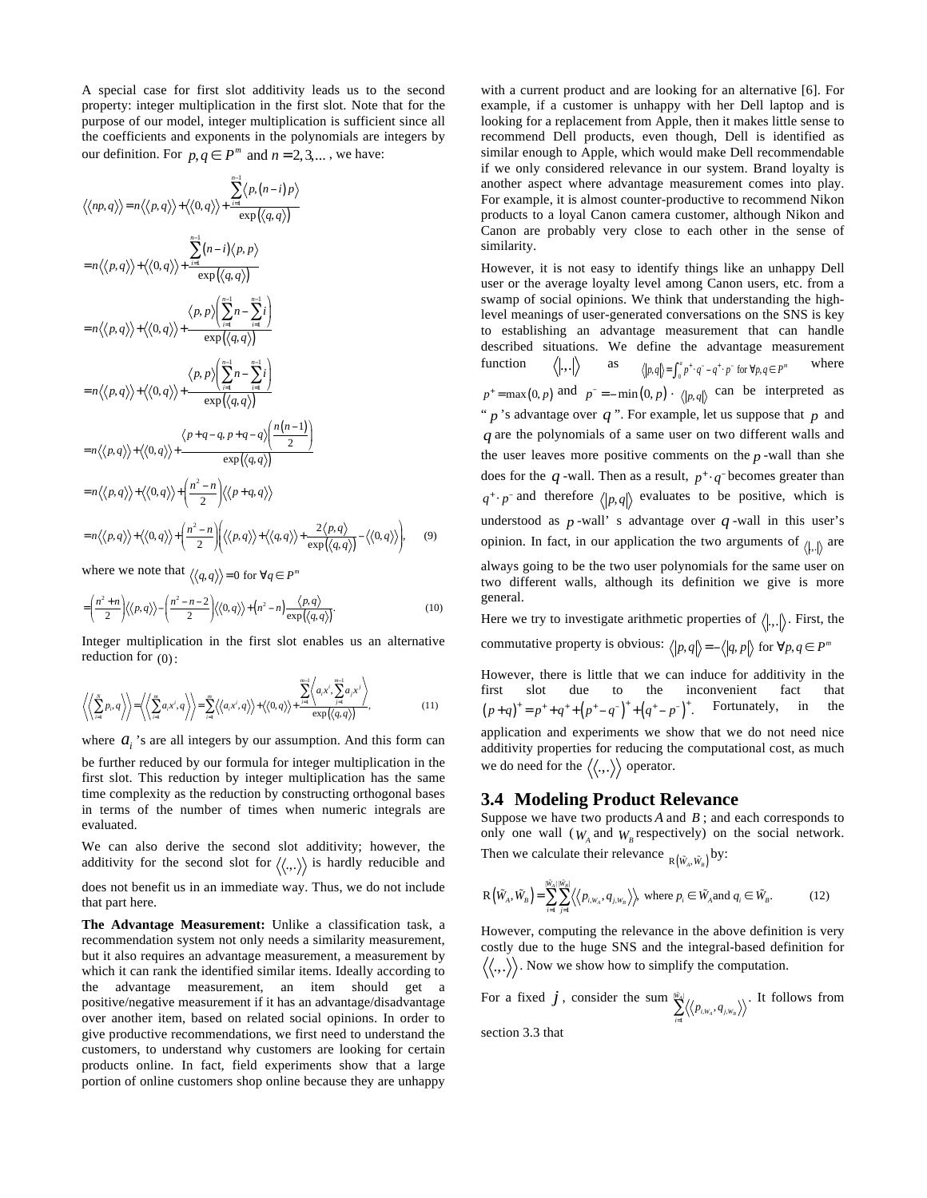A special case for first slot additivity leads us to the second property: integer multiplication in the first slot. Note that for the purpose of our model, integer multiplication is sufficient since all the coefficients and exponents in the polynomials are integers by our definition. For $p, q \in P^m$ and $n = 2, 3, \ldots$, we have:

$$\langle\langle np, q\rangle\rangle = n\langle\langle p, q\rangle\rangle + \langle\langle 0, q\rangle\rangle + \frac{\sum_{i=1}^{n-1}\langle p, (n-i)p\rangle}{\exp(\langle\langle q, q\rangle\rangle)}$$

$$= n\langle\langle p, q\rangle\rangle + \langle\langle 0, q\rangle\rangle + \frac{\sum_{i=1}^{n-1}(n-i)\langle p, p\rangle}{\exp(\langle\langle q, q\rangle\rangle)}$$

$$= n\langle\langle p, q\rangle\rangle + \langle\langle 0, q\rangle\rangle + \frac{\langle p, p\rangle\left(\sum_{i=1}^{n-1} n - \sum_{i=1}^{n-1} i\right)}{\exp(\langle\langle q, q\rangle\rangle)}$$

$$= n\langle\langle p, q\rangle\rangle + \langle\langle 0, q\rangle\rangle + \frac{\langle p, p\rangle\left(\sum_{i=1}^{n-1} n - \sum_{i=1}^{n-1} i\right)}{\exp(\langle\langle q, q\rangle\rangle)}$$

$$= n\langle\langle p, q\rangle\rangle + \langle\langle 0, q\rangle\rangle + \frac{\langle p+q-q, p+q-q\rangle\left(\frac{n(n-1)}{2}\right)}{\exp(\langle\langle q, q\rangle\rangle)}$$

$$= n\langle\langle p, q\rangle\rangle + \langle\langle 0, q\rangle\rangle + \left(\frac{n^2-n}{2}\right)\langle\langle p+q, q\rangle\rangle$$

$$= n\langle\langle p, q\rangle\rangle + \langle\langle 0, q\rangle\rangle + \left(\frac{n^2-n}{2}\right)\left(\langle\langle p, q\rangle\rangle + \langle\langle q, q\rangle\rangle + \frac{2\langle p, q\rangle}{\exp(\langle\langle q, q\rangle\rangle)} - \langle\langle 0, q\rangle\rangle\right), \quad (9)$$

where we note that $\langle\langle q, q\rangle\rangle = 0$ for $\forall q \in P^m$

$$= \left(\frac{n^2+n}{2}\right)\langle\langle p, q\rangle\rangle - \left(\frac{n^2-n-2}{2}\right)\langle\langle 0, q\rangle\rangle + (n^2-n)\frac{\langle p, q\rangle}{\exp(\langle\langle q, q\rangle\rangle)}. \quad (10)$$

Integer multiplication in the first slot enables us an alternative reduction for $(0)$:

$$\left\langle\left\langle \sum_{i=1}^{N} p_i, q\right\rangle\right\rangle = \left\langle\left\langle \sum_{i=1}^{m} a_i x^i, q\right\rangle\right\rangle = \sum_{i=1}^{m}\langle\langle a_i x^i, q\rangle\rangle + \langle\langle 0, q\rangle\rangle + \frac{\sum_{i=1}^{m-1}\left\langle a_i x^i, \sum_{j=1}^{m-1} a_j x^j\right\rangle}{\exp(\langle\langle q, q\rangle\rangle)}, \quad (11)$$

where $a_i$ 's are all integers by our assumption. And this form can be further reduced by our formula for integer multiplication in the first slot. This reduction by integer multiplication has the same time complexity as the reduction by constructing orthogonal bases in terms of the number of times when numeric integrals are evaluated.

We can also derive the second slot additivity; however, the additivity for the second slot for $\langle\langle \cdot, \cdot\rangle\rangle$ is hardly reducible and does not benefit us in an immediate way. Thus, we do not include that part here.

**The Advantage Measurement:** Unlike a classification task, a recommendation system not only needs a similarity measurement, but it also requires an advantage measurement, a measurement by which it can rank the identified similar items. Ideally according to the advantage measurement, an item should get a positive/negative measurement if it has an advantage/disadvantage over another item, based on related social opinions. In order to give productive recommendations, we first need to understand the customers, to understand why customers are looking for certain products online. In fact, field experiments show that a large portion of online customers shop online because they are unhappy with a current product and are looking for an alternative [6]. For example, if a customer is unhappy with her Dell laptop and is looking for a replacement from Apple, then it makes little sense to recommend Dell products, even though, Dell is identified as similar enough to Apple, which would make Dell recommendable if we only considered relevance in our system. Brand loyalty is another aspect where advantage measurement comes into play. For example, it is almost counter-productive to recommend Nikon products to a loyal Canon camera customer, although Nikon and Canon are probably very close to each other in the sense of similarity.

However, it is not easy to identify things like an unhappy Dell user or the average loyalty level among Canon users, etc. from a swamp of social opinions. We think that understanding the high-level meanings of user-generated conversations on the SNS is key to establishing an advantage measurement that can handle described situations. We define the advantage measurement function $\langle|\cdot,\cdot|\rangle$ as $\langle|p, q|\rangle = \int_0^z p^+ \cdot q^- - q^+ \cdot p^-$ for $\forall p, q \in P^m$ where $p^+ = \max(0, p)$ and $p^- = -\min(0, p)$ · $\langle|p, q|\rangle$ can be interpreted as "$p$ 's advantage over $q$". For example, let us suppose that $p$ and $q$ are the polynomials of a same user on two different walls and the user leaves more positive comments on the $p$-wall than she does for the $q$-wall. Then as a result, $p^+ \cdot q^-$ becomes greater than $q^+ \cdot p^-$ and therefore $\langle|p, q|\rangle$ evaluates to be positive, which is understood as $p$-wall' s advantage over $q$-wall in this user's opinion. In fact, in our application the two arguments of $\langle|\cdot,\cdot|\rangle$ are always going to be the two user polynomials for the same user on two different walls, although its definition we give is more general.

Here we try to investigate arithmetic properties of $\langle|\cdot,\cdot|\rangle$. First, the commutative property is obvious: $\langle|p, q|\rangle = -\langle|q, p|\rangle$ for $\forall p, q \in P^m$

However, there is little that we can induce for additivity in the first slot due to the inconvenient fact that $(p+q)^+ = p^+ + q^+ + (p^+ - q^-)^+ + (q^+ - p^-)^+$. Fortunately, in the application and experiments we show that we do not need nice additivity properties for reducing the computational cost, as much we do need for the $\langle\langle \cdot, \cdot\rangle\rangle$ operator.

## 3.4 Modeling Product Relevance

Suppose we have two products $A$ and $B$; and each corresponds to only one wall ($W_A$ and $W_B$ respectively) on the social network. Then we calculate their relevance $\mathrm{R}(\tilde{W}_A, \tilde{W}_B)$ by:

$$\mathrm{R}(\tilde{W}_A, \tilde{W}_B) = \sum_{i=1}^{|\tilde{W}_A|}\sum_{j=1}^{|\tilde{W}_B|}\langle\langle p_{i,W_A}, q_{j,W_B}\rangle\rangle \text{ where } p_i \in \tilde{W}_A \text{ and } q_i \in \tilde{W}_B. \quad (12)$$

However, computing the relevance in the above definition is very costly due to the huge SNS and the integral-based definition for $\langle\langle \cdot, \cdot\rangle\rangle$. Now we show how to simplify the computation.

For a fixed $j$, consider the sum $\sum_{i=1}^{|\tilde{W}_A|}\langle\langle p_{i,W_A}, q_{j,W_B}\rangle\rangle$. It follows from section 3.3 that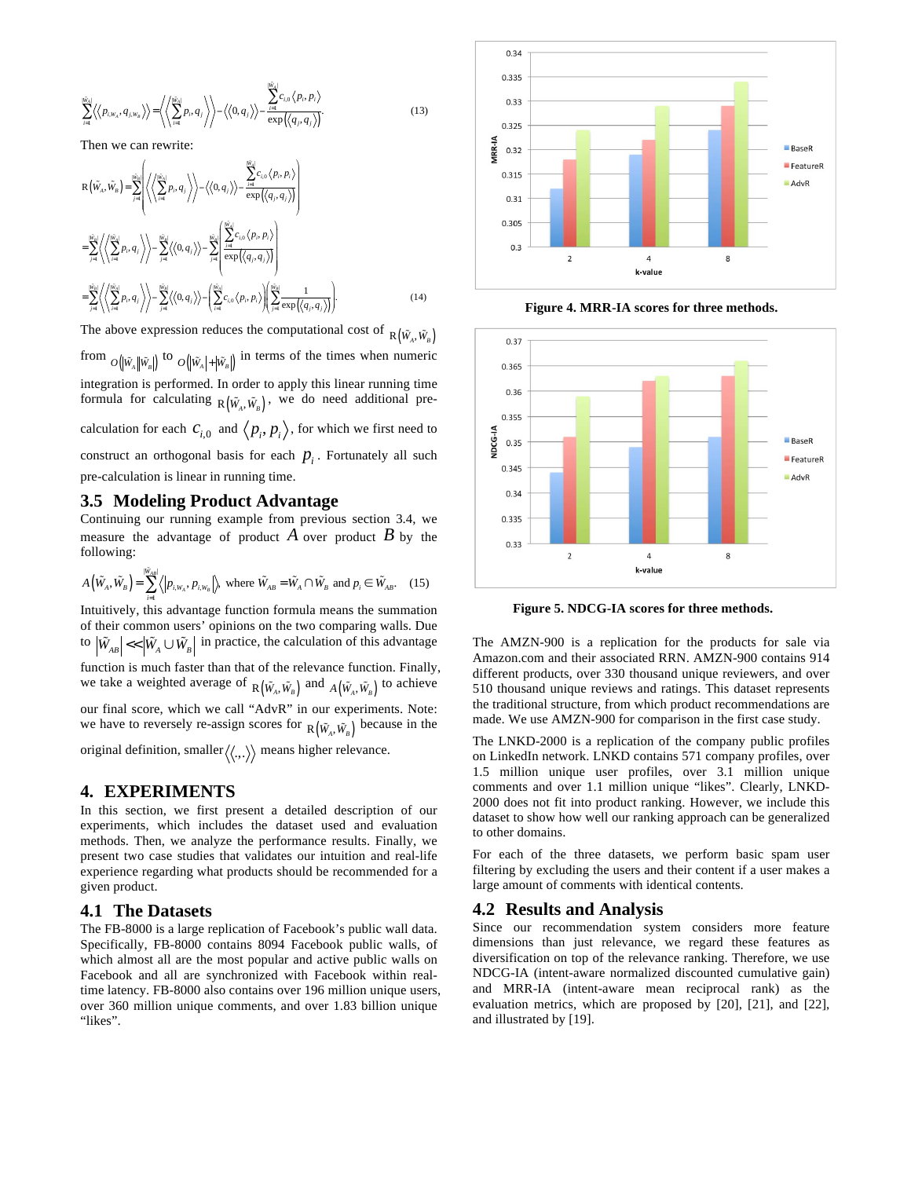$$\sum_{j=1}^{|\tilde{W}_A|} \langle\langle p_{i,w_A}, q_{j,w_B} \rangle\rangle = \left\langle\left\langle \sum_{i=1}^{|\tilde{W}_A|} p_i, q_j \right\rangle\right\rangle - \langle\langle 0, q_j \rangle\rangle - \frac{\sum_{i=1}^{|\tilde{W}_A|} c_{i,0} \langle p_i, p_i \rangle}{\exp(\langle q_j, q_j \rangle)}. \quad (13)$$

Then we can rewrite:

$$\begin{aligned}
\mathrm{R}(\tilde{W}_A, \tilde{W}_B) &= \sum_{j=1}^{|\tilde{W}_B|} \left( \left\langle\left\langle \sum_{i=1}^{|\tilde{W}_A|} p_i, q_j \right\rangle\right\rangle - \langle\langle 0, q_j \rangle\rangle - \frac{\sum_{i=1}^{|\tilde{W}_A|} c_{i,0} \langle p_i, p_i \rangle}{\exp(\langle q_j, q_j \rangle)} \right) \\
&= \sum_{j=1}^{|\tilde{W}_B|} \left\langle\left\langle \sum_{i=1}^{|\tilde{W}_A|} p_i, q_j \right\rangle\right\rangle - \sum_{j=1}^{|\tilde{W}_B|} \langle\langle 0, q_j \rangle\rangle - \sum_{j=1}^{|\tilde{W}_B|} \left( \frac{\sum_{i=1}^{|\tilde{W}_A|} c_{i,0} \langle p_i, p_i \rangle}{\exp(\langle q_j, q_j \rangle)} \right) \\
&= \sum_{j=1}^{|\tilde{W}_B|} \left\langle\left\langle \sum_{i=1}^{|\tilde{W}_A|} p_i, q_j \right\rangle\right\rangle - \sum_{j=1}^{|\tilde{W}_B|} \langle\langle 0, q_j \rangle\rangle - \left( \sum_{i=1}^{|\tilde{W}_A|} c_{i,0} \langle p_i, p_i \rangle \right) \left( \sum_{j=1}^{|\tilde{W}_B|} \frac{1}{\exp(\langle q_j, q_j \rangle)} \right).
\end{aligned} \quad (14)$$

The above expression reduces the computational cost of $\mathrm{R}(\tilde{W}_A, \tilde{W}_B)$ from $O(|\tilde{W}_A||\tilde{W}_B|)$ to $O(|\tilde{W}_A|+|\tilde{W}_B|)$ in terms of the times when numeric integration is performed. In order to apply this linear running time formula for calculating $\mathrm{R}(\tilde{W}_A, \tilde{W}_B)$, we do need additional pre-calculation for each $c_{i,0}$ and $\langle p_i, p_i \rangle$, for which we first need to construct an orthogonal basis for each $p_i$. Fortunately all such pre-calculation is linear in running time.

## 3.5 Modeling Product Advantage

Continuing our running example from previous section 3.4, we measure the advantage of product $A$ over product $B$ by the following:

$$A(\tilde{W}_A, \tilde{W}_B) = \sum_{i=1}^{|\tilde{W}_{AB}|} \langle |p_{i,w_A}, p_{i,w_B}| \rangle \text{ where } \tilde{W}_{AB} = \tilde{W}_A \cap \tilde{W}_B \text{ and } p_i \in \tilde{W}_{AB}. \quad (15)$$

Intuitively, this advantage function formula means the summation of their common users' opinions on the two comparing walls. Due to $|\tilde{W}_{AB}| \ll |\tilde{W}_A \cup \tilde{W}_B|$ in practice, the calculation of this advantage function is much faster than that of the relevance function. Finally, we take a weighted average of $\mathrm{R}(\tilde{W}_A, \tilde{W}_B)$ and $A(\tilde{W}_A, \tilde{W}_B)$ to achieve our final score, which we call "AdvR" in our experiments. Note: we have to reversely re-assign scores for $\mathrm{R}(\tilde{W}_A, \tilde{W}_B)$ because in the original definition, smaller $\langle\langle \cdot, \cdot \rangle\rangle$ means higher relevance.

# 4. EXPERIMENTS

In this section, we first present a detailed description of our experiments, which includes the dataset used and evaluation methods. Then, we analyze the performance results. Finally, we present two case studies that validates our intuition and real-life experience regarding what products should be recommended for a given product.

## 4.1 The Datasets

The FB-8000 is a large replication of Facebook's public wall data. Specifically, FB-8000 contains 8094 Facebook public walls, of which almost all are the most popular and active public walls on Facebook and all are synchronized with Facebook within real-time latency. FB-8000 also contains over 196 million unique users, over 360 million unique comments, and over 1.83 billion unique "likes".

Figure 4. MRR-IA scores for three methods.

Figure 5. NDCG-IA scores for three methods.

The AMZN-900 is a replication for the products for sale via Amazon.com and their associated RRN. AMZN-900 contains 914 different products, over 330 thousand unique reviewers, and over 510 thousand unique reviews and ratings. This dataset represents the traditional structure, from which product recommendations are made. We use AMZN-900 for comparison in the first case study.

The LNKD-2000 is a replication of the company public profiles on LinkedIn network. LNKD contains 571 company profiles, over 1.5 million unique user profiles, over 3.1 million unique comments and over 1.1 million unique "likes". Clearly, LNKD-2000 does not fit into product ranking. However, we include this dataset to show how well our ranking approach can be generalized to other domains.

For each of the three datasets, we perform basic spam user filtering by excluding the users and their content if a user makes a large amount of comments with identical contents.

## 4.2 Results and Analysis

Since our recommendation system considers more feature dimensions than just relevance, we regard these features as diversification on top of the relevance ranking. Therefore, we use NDCG-IA (intent-aware normalized discounted cumulative gain) and MRR-IA (intent-aware mean reciprocal rank) as the evaluation metrics, which are proposed by [20], [21], and [22], and illustrated by [19].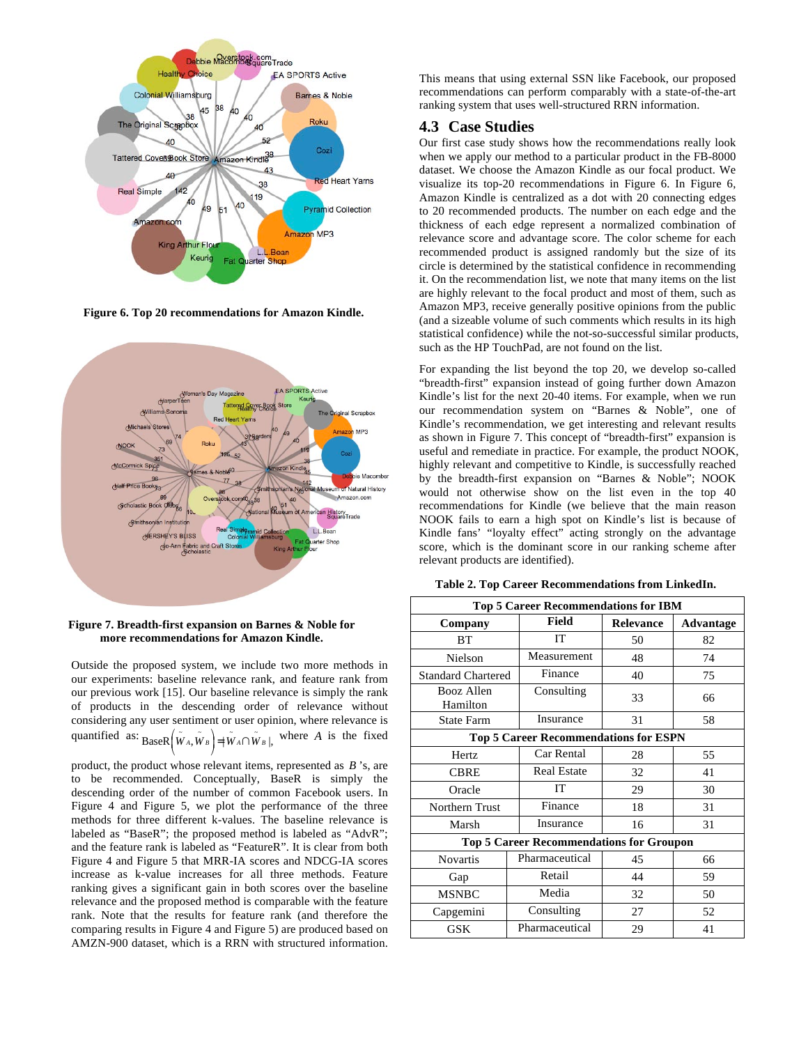**Figure 6. Top 20 recommendations for Amazon Kindle.**

**Figure 7. Breadth-first expansion on Barnes & Noble for more recommendations for Amazon Kindle.**

Outside the proposed system, we include two more methods in our experiments: baseline relevance rank, and feature rank from our previous work [15]. Our baseline relevance is simply the rank of products in the descending order of relevance without considering any user sentiment or user opinion, where relevance is quantified as: $\text{BaseR}\left(\tilde{W}_A, \tilde{W}_B\right) = |\tilde{W}_A \cap \tilde{W}_B|$, where $A$ is the fixed product, the product whose relevant items, represented as $B$'s, are to be recommended. Conceptually, BaseR is simply the descending order of the number of common Facebook users. In Figure 4 and Figure 5, we plot the performance of the three methods for three different k-values. The baseline relevance is labeled as "BaseR"; the proposed method is labeled as "AdvR"; and the feature rank is labeled as "FeatureR". It is clear from both Figure 4 and Figure 5 that MRR-IA scores and NDCG-IA scores increase as k-value increases for all three methods. Feature ranking gives a significant gain in both scores over the baseline relevance and the proposed method is comparable with the feature rank. Note that the results for feature rank (and therefore the comparing results in Figure 4 and Figure 5) are produced based on AMZN-900 dataset, which is a RRN with structured information.

This means that using external SSN like Facebook, our proposed recommendations can perform comparably with a state-of-the-art ranking system that uses well-structured RRN information.

## 4.3 Case Studies

Our first case study shows how the recommendations really look when we apply our method to a particular product in the FB-8000 dataset. We choose the Amazon Kindle as our focal product. We visualize its top-20 recommendations in Figure 6. In Figure 6, Amazon Kindle is centralized as a dot with 20 connecting edges to 20 recommended products. The number on each edge and the thickness of each edge represent a normalized combination of relevance score and advantage score. The color scheme for each recommended product is assigned randomly but the size of its circle is determined by the statistical confidence in recommending it. On the recommendation list, we note that many items on the list are highly relevant to the focal product and most of them, such as Amazon MP3, receive generally positive opinions from the public (and a sizeable volume of such comments which results in its high statistical confidence) while the not-so-successful similar products, such as the HP TouchPad, are not found on the list.

For expanding the list beyond the top 20, we develop so-called "breadth-first" expansion instead of going further down Amazon Kindle's list for the next 20-40 items. For example, when we run our recommendation system on "Barnes & Noble", one of Kindle's recommendation, we get interesting and relevant results as shown in Figure 7. This concept of "breadth-first" expansion is useful and remediate in practice. For example, the product NOOK, highly relevant and competitive to Kindle, is successfully reached by the breadth-first expansion on "Barnes & Noble"; NOOK would not otherwise show on the list even in the top 40 recommendations for Kindle (we believe that the main reason NOOK fails to earn a high spot on Kindle's list is because of Kindle fans' "loyalty effect" acting strongly on the advantage score, which is the dominant score in our ranking scheme after relevant products are identified).

**Table 2. Top Career Recommendations from LinkedIn.**

| Company | Field | Relevance | Advantage |
|---|---|---|---|
| **Top 5 Career Recommendations for IBM** | | | |
| BT | IT | 50 | 82 |
| Nielson | Measurement | 48 | 74 |
| Standard Chartered | Finance | 40 | 75 |
| Booz Allen Hamilton | Consulting | 33 | 66 |
| State Farm | Insurance | 31 | 58 |
| **Top 5 Career Recommendations for ESPN** | | | |
| Hertz | Car Rental | 28 | 55 |
| CBRE | Real Estate | 32 | 41 |
| Oracle | IT | 29 | 30 |
| Northern Trust | Finance | 18 | 31 |
| Marsh | Insurance | 16 | 31 |
| **Top 5 Career Recommendations for Groupon** | | | |
| Novartis | Pharmaceutical | 45 | 66 |
| Gap | Retail | 44 | 59 |
| MSNBC | Media | 32 | 50 |
| Capgemini | Consulting | 27 | 52 |
| GSK | Pharmaceutical | 29 | 41 |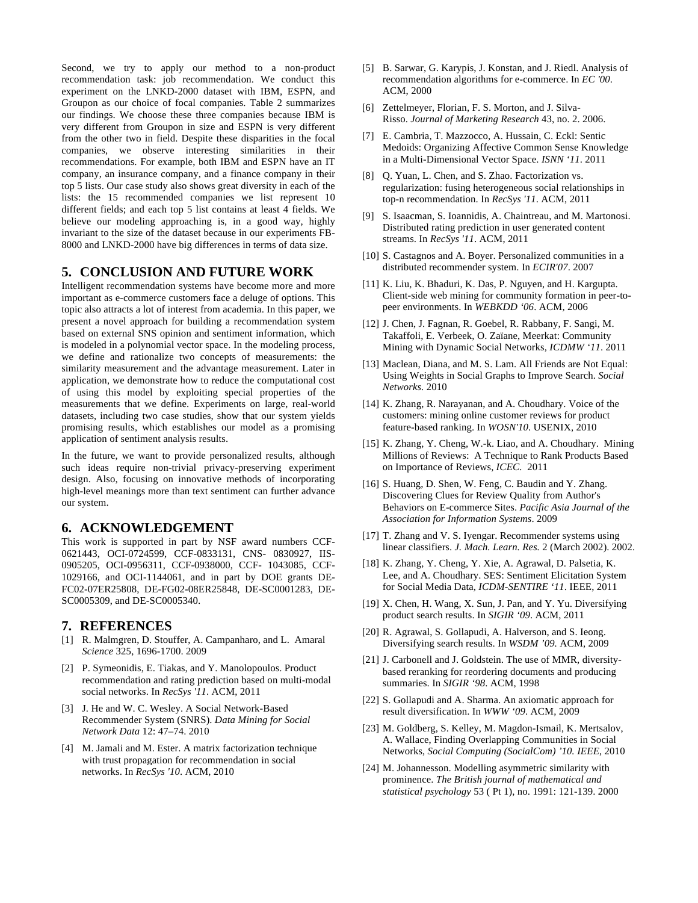Second, we try to apply our method to a non-product recommendation task: job recommendation. We conduct this experiment on the LNKD-2000 dataset with IBM, ESPN, and Groupon as our choice of focal companies. Table 2 summarizes our findings. We choose these three companies because IBM is very different from Groupon in size and ESPN is very different from the other two in field. Despite these disparities in the focal companies, we observe interesting similarities in their recommendations. For example, both IBM and ESPN have an IT company, an insurance company, and a finance company in their top 5 lists. Our case study also shows great diversity in each of the lists: the 15 recommended companies we list represent 10 different fields; and each top 5 list contains at least 4 fields. We believe our modeling approaching is, in a good way, highly invariant to the size of the dataset because in our experiments FB-8000 and LNKD-2000 have big differences in terms of data size.

## 5. CONCLUSION AND FUTURE WORK

Intelligent recommendation systems have become more and more important as e-commerce customers face a deluge of options. This topic also attracts a lot of interest from academia. In this paper, we present a novel approach for building a recommendation system based on external SNS opinion and sentiment information, which is modeled in a polynomial vector space. In the modeling process, we define and rationalize two concepts of measurements: the similarity measurement and the advantage measurement. Later in application, we demonstrate how to reduce the computational cost of using this model by exploiting special properties of the measurements that we define. Experiments on large, real-world datasets, including two case studies, show that our system yields promising results, which establishes our model as a promising application of sentiment analysis results.

In the future, we want to provide personalized results, although such ideas require non-trivial privacy-preserving experiment design. Also, focusing on innovative methods of incorporating high-level meanings more than text sentiment can further advance our system.

## 6. ACKNOWLEDGEMENT

This work is supported in part by NSF award numbers CCF-0621443, OCI-0724599, CCF-0833131, CNS- 0830927, IIS-0905205, OCI-0956311, CCF-0938000, CCF- 1043085, CCF-1029166, and OCI-1144061, and in part by DOE grants DE-FC02-07ER25808, DE-FG02-08ER25848, DE-SC0001283, DE-SC0005309, and DE-SC0005340.

## 7. REFERENCES

[1] R. Malmgren, D. Stouffer, A. Campanharo, and L. Amaral *Science* 325, 1696-1700. 2009

[2] P. Symeonidis, E. Tiakas, and Y. Manolopoulos. Product recommendation and rating prediction based on multi-modal social networks. In *RecSys '11*. ACM, 2011

[3] J. He and W. C. Wesley. A Social Network-Based Recommender System (SNRS). *Data Mining for Social Network Data* 12: 47–74. 2010

[4] M. Jamali and M. Ester. A matrix factorization technique with trust propagation for recommendation in social networks. In *RecSys '10*. ACM, 2010

[5] B. Sarwar, G. Karypis, J. Konstan, and J. Riedl. Analysis of recommendation algorithms for e-commerce. In *EC '00*. ACM, 2000

[6] Zettelmeyer, Florian, F. S. Morton, and J. Silva-Risso. *Journal of Marketing Research* 43, no. 2. 2006.

[7] E. Cambria, T. Mazzocco, A. Hussain, C. Eckl: Sentic Medoids: Organizing Affective Common Sense Knowledge in a Multi-Dimensional Vector Space. *ISNN '11*. 2011

[8] Q. Yuan, L. Chen, and S. Zhao. Factorization vs. regularization: fusing heterogeneous social relationships in top-n recommendation. In *RecSys '11*. ACM, 2011

[9] S. Isaacman, S. Ioannidis, A. Chaintreau, and M. Martonosi. Distributed rating prediction in user generated content streams. In *RecSys '11*. ACM, 2011

[10] S. Castagnos and A. Boyer. Personalized communities in a distributed recommender system. In *ECIR'07*. 2007

[11] K. Liu, K. Bhaduri, K. Das, P. Nguyen, and H. Kargupta. Client-side web mining for community formation in peer-to-peer environments. In *WEBKDD '06*. ACM, 2006

[12] J. Chen, J. Fagnan, R. Goebel, R. Rabbany, F. Sangi, M. Takaffoli, E. Verbeek, O. Zaïane, Meerkat: Community Mining with Dynamic Social Networks, *ICDMW '11*. 2011

[13] Maclean, Diana, and M. S. Lam. All Friends are Not Equal: Using Weights in Social Graphs to Improve Search. *Social Networks.* 2010

[14] K. Zhang, R. Narayanan, and A. Choudhary. Voice of the customers: mining online customer reviews for product feature-based ranking. In *WOSN'10*. USENIX, 2010

[15] K. Zhang, Y. Cheng, W.-k. Liao, and A. Choudhary. Mining Millions of Reviews: A Technique to Rank Products Based on Importance of Reviews, *ICEC*. 2011

[16] S. Huang, D. Shen, W. Feng, C. Baudin and Y. Zhang. Discovering Clues for Review Quality from Author's Behaviors on E-commerce Sites. *Pacific Asia Journal of the Association for Information Systems*. 2009

[17] T. Zhang and V. S. Iyengar. Recommender systems using linear classifiers. *J. Mach. Learn. Res.* 2 (March 2002). 2002.

[18] K. Zhang, Y. Cheng, Y. Xie, A. Agrawal, D. Palsetia, K. Lee, and A. Choudhary. SES: Sentiment Elicitation System for Social Media Data, *ICDM-SENTIRE '11*. IEEE, 2011

[19] X. Chen, H. Wang, X. Sun, J. Pan, and Y. Yu. Diversifying product search results. In *SIGIR '09*. ACM, 2011

[20] R. Agrawal, S. Gollapudi, A. Halverson, and S. Ieong. Diversifying search results. In *WSDM '09.* ACM, 2009

[21] J. Carbonell and J. Goldstein. The use of MMR, diversity-based reranking for reordering documents and producing summaries. In *SIGIR '98*. ACM, 1998

[22] S. Gollapudi and A. Sharma. An axiomatic approach for result diversification. In *WWW '09*. ACM, 2009

[23] M. Goldberg, S. Kelley, M. Magdon-Ismail, K. Mertsalov, A. Wallace, Finding Overlapping Communities in Social Networks, *Social Computing (SocialCom) '10. IEEE*, 2010

[24] M. Johannesson. Modelling asymmetric similarity with prominence. *The British journal of mathematical and statistical psychology* 53 ( Pt 1), no. 1991: 121-139. 2000